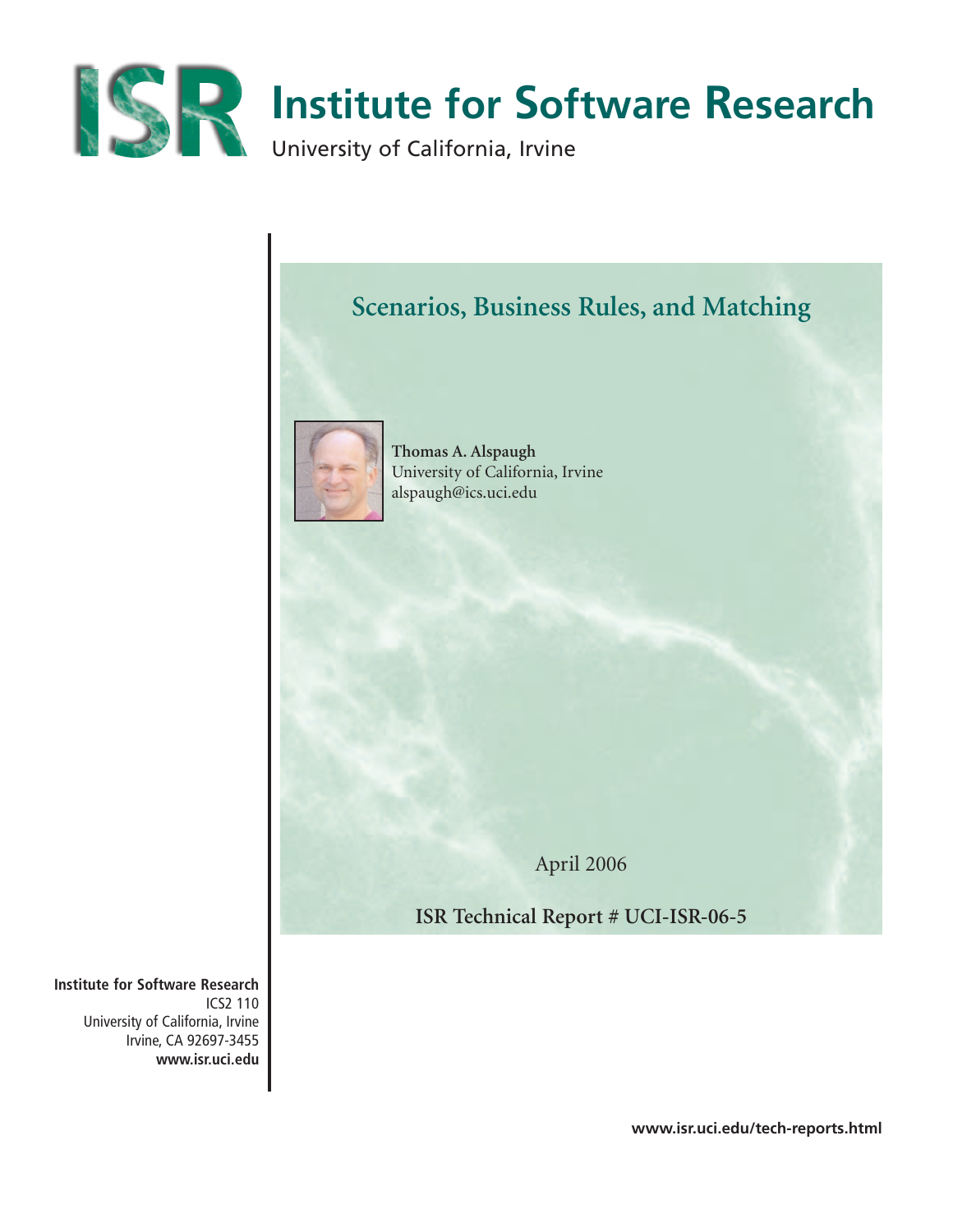# Institute for Software Research

University of California, Irvine

## Scenarios, Business Rules, and Matching

**Thomas A. Alspaugh**
University of California, Irvine
alspaugh@ics.uci.edu

April 2006

**ISR Technical Report # UCI-ISR-06-5**

**Institute for Software Research**
ICS2 110
University of California, Irvine
Irvine, CA 92697-3455
**www.isr.uci.edu**

**www.isr.uci.edu/tech-reports.html**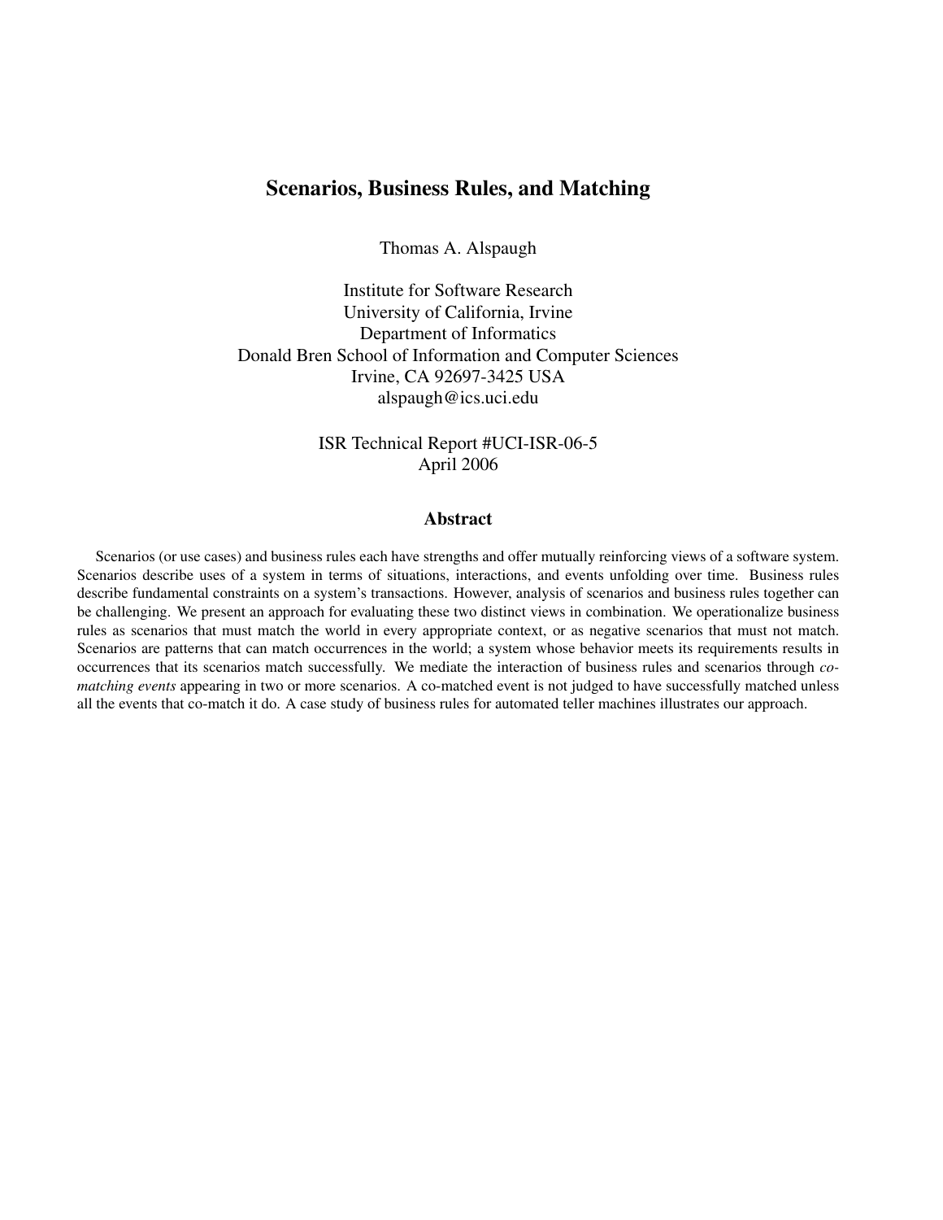# Scenarios, Business Rules, and Matching

Thomas A. Alspaugh

Institute for Software Research
University of California, Irvine
Department of Informatics
Donald Bren School of Information and Computer Sciences
Irvine, CA 92697-3425 USA
alspaugh@ics.uci.edu

ISR Technical Report #UCI-ISR-06-5
April 2006

## Abstract

Scenarios (or use cases) and business rules each have strengths and offer mutually reinforcing views of a software system. Scenarios describe uses of a system in terms of situations, interactions, and events unfolding over time. Business rules describe fundamental constraints on a system's transactions. However, analysis of scenarios and business rules together can be challenging. We present an approach for evaluating these two distinct views in combination. We operationalize business rules as scenarios that must match the world in every appropriate context, or as negative scenarios that must not match. Scenarios are patterns that can match occurrences in the world; a system whose behavior meets its requirements results in occurrences that its scenarios match successfully. We mediate the interaction of business rules and scenarios through *co-matching events* appearing in two or more scenarios. A co-matched event is not judged to have successfully matched unless all the events that co-match it do. A case study of business rules for automated teller machines illustrates our approach.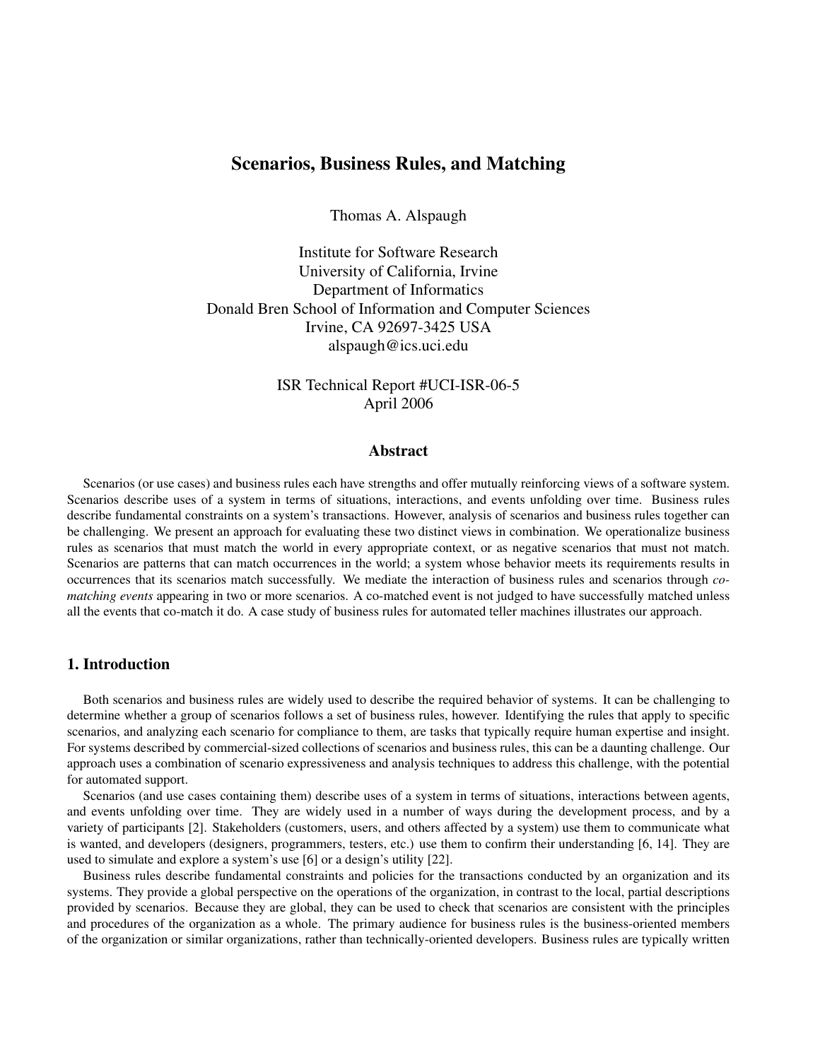# Scenarios, Business Rules, and Matching

Thomas A. Alspaugh

Institute for Software Research
University of California, Irvine
Department of Informatics
Donald Bren School of Information and Computer Sciences
Irvine, CA 92697-3425 USA
alspaugh@ics.uci.edu

ISR Technical Report #UCI-ISR-06-5
April 2006

## Abstract

Scenarios (or use cases) and business rules each have strengths and offer mutually reinforcing views of a software system. Scenarios describe uses of a system in terms of situations, interactions, and events unfolding over time. Business rules describe fundamental constraints on a system's transactions. However, analysis of scenarios and business rules together can be challenging. We present an approach for evaluating these two distinct views in combination. We operationalize business rules as scenarios that must match the world in every appropriate context, or as negative scenarios that must not match. Scenarios are patterns that can match occurrences in the world; a system whose behavior meets its requirements results in occurrences that its scenarios match successfully. We mediate the interaction of business rules and scenarios through *co-matching events* appearing in two or more scenarios. A co-matched event is not judged to have successfully matched unless all the events that co-match it do. A case study of business rules for automated teller machines illustrates our approach.

## 1. Introduction

Both scenarios and business rules are widely used to describe the required behavior of systems. It can be challenging to determine whether a group of scenarios follows a set of business rules, however. Identifying the rules that apply to specific scenarios, and analyzing each scenario for compliance to them, are tasks that typically require human expertise and insight. For systems described by commercial-sized collections of scenarios and business rules, this can be a daunting challenge. Our approach uses a combination of scenario expressiveness and analysis techniques to address this challenge, with the potential for automated support.

Scenarios (and use cases containing them) describe uses of a system in terms of situations, interactions between agents, and events unfolding over time. They are widely used in a number of ways during the development process, and by a variety of participants [2]. Stakeholders (customers, users, and others affected by a system) use them to communicate what is wanted, and developers (designers, programmers, testers, etc.) use them to confirm their understanding [6, 14]. They are used to simulate and explore a system's use [6] or a design's utility [22].

Business rules describe fundamental constraints and policies for the transactions conducted by an organization and its systems. They provide a global perspective on the operations of the organization, in contrast to the local, partial descriptions provided by scenarios. Because they are global, they can be used to check that scenarios are consistent with the principles and procedures of the organization as a whole. The primary audience for business rules is the business-oriented members of the organization or similar organizations, rather than technically-oriented developers. Business rules are typically written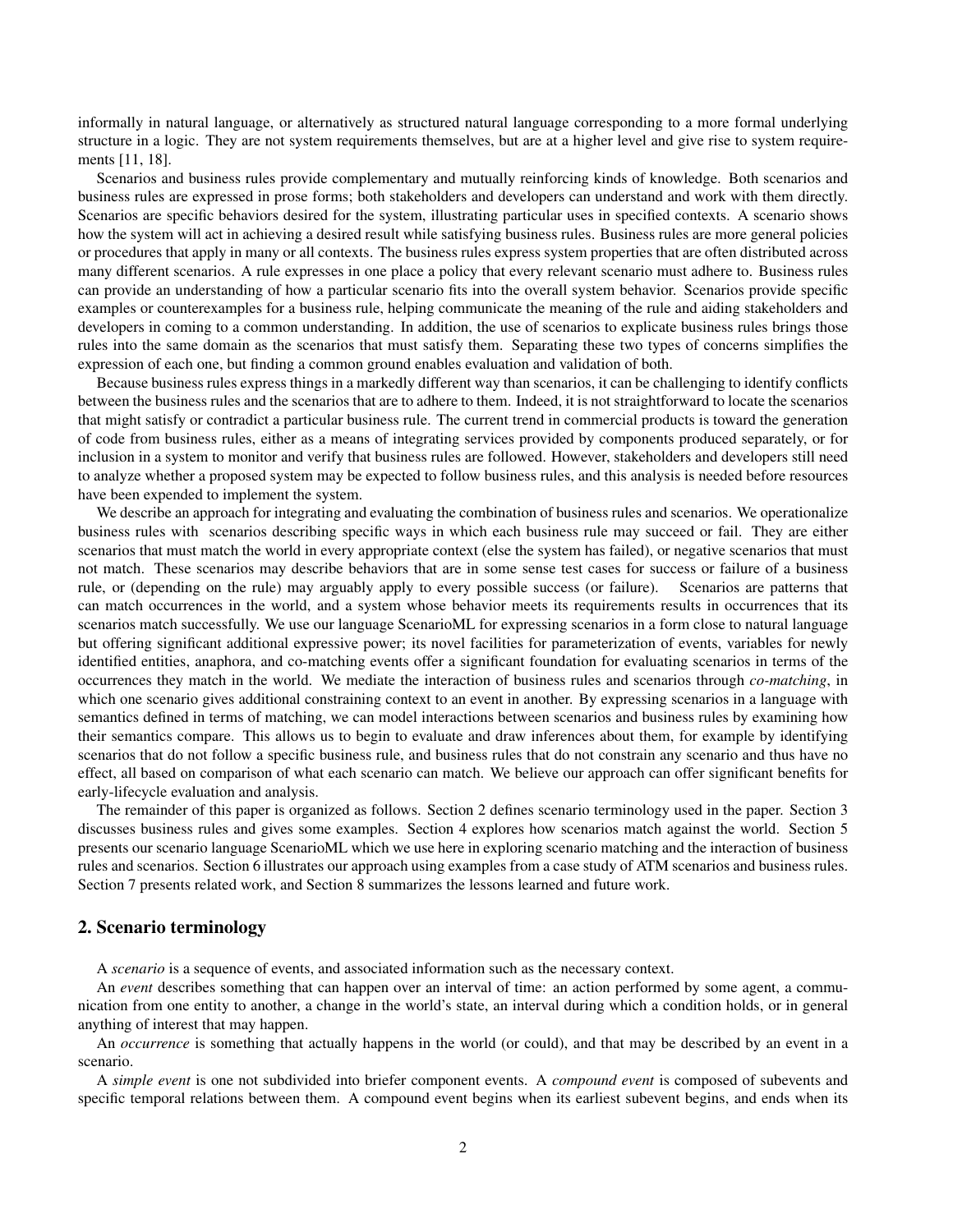informally in natural language, or alternatively as structured natural language corresponding to a more formal underlying structure in a logic. They are not system requirements themselves, but are at a higher level and give rise to system requirements [11, 18].

Scenarios and business rules provide complementary and mutually reinforcing kinds of knowledge. Both scenarios and business rules are expressed in prose forms; both stakeholders and developers can understand and work with them directly. Scenarios are specific behaviors desired for the system, illustrating particular uses in specified contexts. A scenario shows how the system will act in achieving a desired result while satisfying business rules. Business rules are more general policies or procedures that apply in many or all contexts. The business rules express system properties that are often distributed across many different scenarios. A rule expresses in one place a policy that every relevant scenario must adhere to. Business rules can provide an understanding of how a particular scenario fits into the overall system behavior. Scenarios provide specific examples or counterexamples for a business rule, helping communicate the meaning of the rule and aiding stakeholders and developers in coming to a common understanding. In addition, the use of scenarios to explicate business rules brings those rules into the same domain as the scenarios that must satisfy them. Separating these two types of concerns simplifies the expression of each one, but finding a common ground enables evaluation and validation of both.

Because business rules express things in a markedly different way than scenarios, it can be challenging to identify conflicts between the business rules and the scenarios that are to adhere to them. Indeed, it is not straightforward to locate the scenarios that might satisfy or contradict a particular business rule. The current trend in commercial products is toward the generation of code from business rules, either as a means of integrating services provided by components produced separately, or for inclusion in a system to monitor and verify that business rules are followed. However, stakeholders and developers still need to analyze whether a proposed system may be expected to follow business rules, and this analysis is needed before resources have been expended to implement the system.

We describe an approach for integrating and evaluating the combination of business rules and scenarios. We operationalize business rules with scenarios describing specific ways in which each business rule may succeed or fail. They are either scenarios that must match the world in every appropriate context (else the system has failed), or negative scenarios that must not match. These scenarios may describe behaviors that are in some sense test cases for success or failure of a business rule, or (depending on the rule) may arguably apply to every possible success (or failure). Scenarios are patterns that can match occurrences in the world, and a system whose behavior meets its requirements results in occurrences that its scenarios match successfully. We use our language ScenarioML for expressing scenarios in a form close to natural language but offering significant additional expressive power; its novel facilities for parameterization of events, variables for newly identified entities, anaphora, and co-matching events offer a significant foundation for evaluating scenarios in terms of the occurrences they match in the world. We mediate the interaction of business rules and scenarios through *co-matching*, in which one scenario gives additional constraining context to an event in another. By expressing scenarios in a language with semantics defined in terms of matching, we can model interactions between scenarios and business rules by examining how their semantics compare. This allows us to begin to evaluate and draw inferences about them, for example by identifying scenarios that do not follow a specific business rule, and business rules that do not constrain any scenario and thus have no effect, all based on comparison of what each scenario can match. We believe our approach can offer significant benefits for early-lifecycle evaluation and analysis.

The remainder of this paper is organized as follows. Section 2 defines scenario terminology used in the paper. Section 3 discusses business rules and gives some examples. Section 4 explores how scenarios match against the world. Section 5 presents our scenario language ScenarioML which we use here in exploring scenario matching and the interaction of business rules and scenarios. Section 6 illustrates our approach using examples from a case study of ATM scenarios and business rules. Section 7 presents related work, and Section 8 summarizes the lessons learned and future work.

## 2. Scenario terminology

A *scenario* is a sequence of events, and associated information such as the necessary context.

An *event* describes something that can happen over an interval of time: an action performed by some agent, a communication from one entity to another, a change in the world's state, an interval during which a condition holds, or in general anything of interest that may happen.

An *occurrence* is something that actually happens in the world (or could), and that may be described by an event in a scenario.

A *simple event* is one not subdivided into briefer component events. A *compound event* is composed of subevents and specific temporal relations between them. A compound event begins when its earliest subevent begins, and ends when its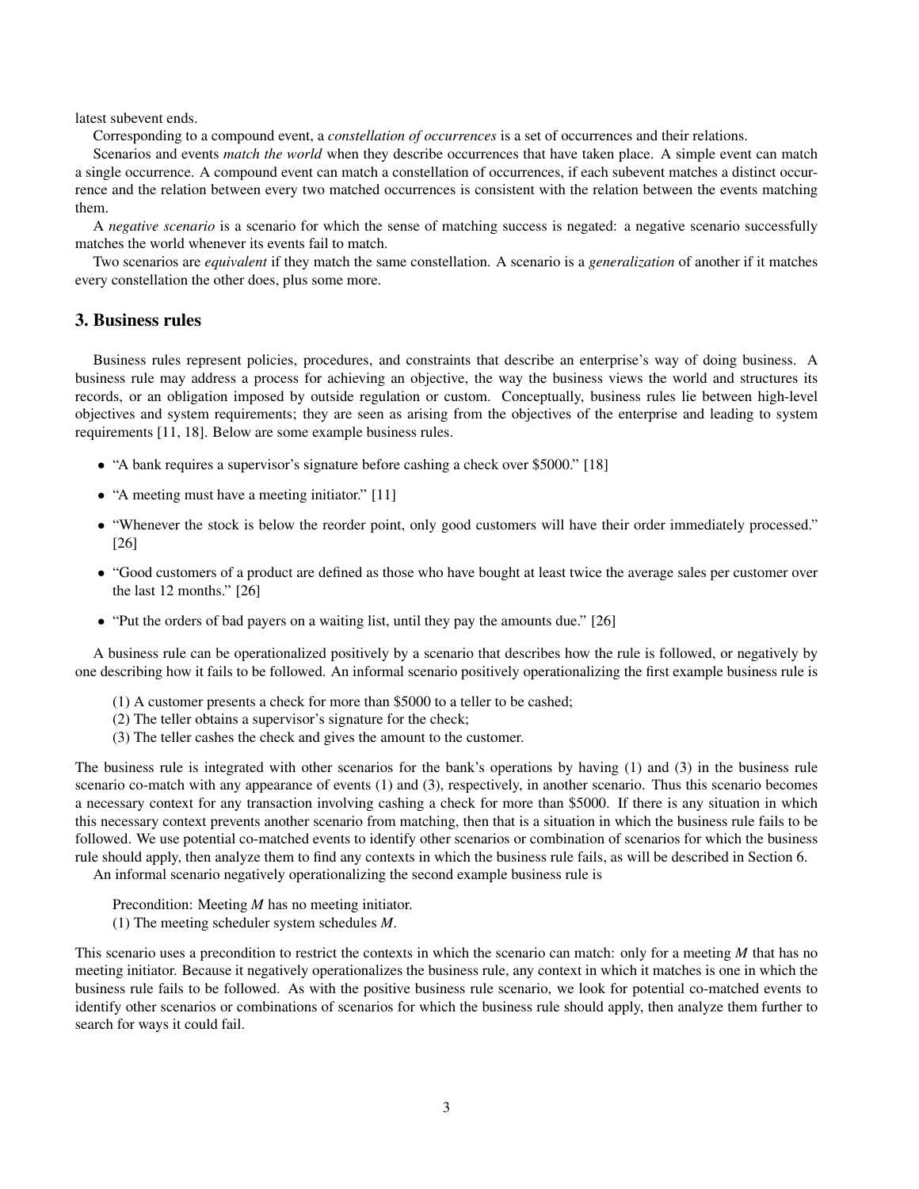latest subevent ends.

Corresponding to a compound event, a *constellation of occurrences* is a set of occurrences and their relations.

Scenarios and events *match the world* when they describe occurrences that have taken place. A simple event can match a single occurrence. A compound event can match a constellation of occurrences, if each subevent matches a distinct occurrence and the relation between every two matched occurrences is consistent with the relation between the events matching them.

A *negative scenario* is a scenario for which the sense of matching success is negated: a negative scenario successfully matches the world whenever its events fail to match.

Two scenarios are *equivalent* if they match the same constellation. A scenario is a *generalization* of another if it matches every constellation the other does, plus some more.

## 3. Business rules

Business rules represent policies, procedures, and constraints that describe an enterprise's way of doing business. A business rule may address a process for achieving an objective, the way the business views the world and structures its records, or an obligation imposed by outside regulation or custom. Conceptually, business rules lie between high-level objectives and system requirements; they are seen as arising from the objectives of the enterprise and leading to system requirements [11, 18]. Below are some example business rules.

- "A bank requires a supervisor's signature before cashing a check over $5000." [18]
- "A meeting must have a meeting initiator." [11]
- "Whenever the stock is below the reorder point, only good customers will have their order immediately processed." [26]
- "Good customers of a product are defined as those who have bought at least twice the average sales per customer over the last 12 months." [26]
- "Put the orders of bad payers on a waiting list, until they pay the amounts due." [26]

A business rule can be operationalized positively by a scenario that describes how the rule is followed, or negatively by one describing how it fails to be followed. An informal scenario positively operationalizing the first example business rule is

(1) A customer presents a check for more than $5000 to a teller to be cashed;
(2) The teller obtains a supervisor's signature for the check;
(3) The teller cashes the check and gives the amount to the customer.

The business rule is integrated with other scenarios for the bank's operations by having (1) and (3) in the business rule scenario co-match with any appearance of events (1) and (3), respectively, in another scenario. Thus this scenario becomes a necessary context for any transaction involving cashing a check for more than $5000. If there is any situation in which this necessary context prevents another scenario from matching, then that is a situation in which the business rule fails to be followed. We use potential co-matched events to identify other scenarios or combination of scenarios for which the business rule should apply, then analyze them to find any contexts in which the business rule fails, as will be described in Section 6.

An informal scenario negatively operationalizing the second example business rule is

Precondition: Meeting *M* has no meeting initiator.
(1) The meeting scheduler system schedules *M*.

This scenario uses a precondition to restrict the contexts in which the scenario can match: only for a meeting *M* that has no meeting initiator. Because it negatively operationalizes the business rule, any context in which it matches is one in which the business rule fails to be followed. As with the positive business rule scenario, we look for potential co-matched events to identify other scenarios or combinations of scenarios for which the business rule should apply, then analyze them further to search for ways it could fail.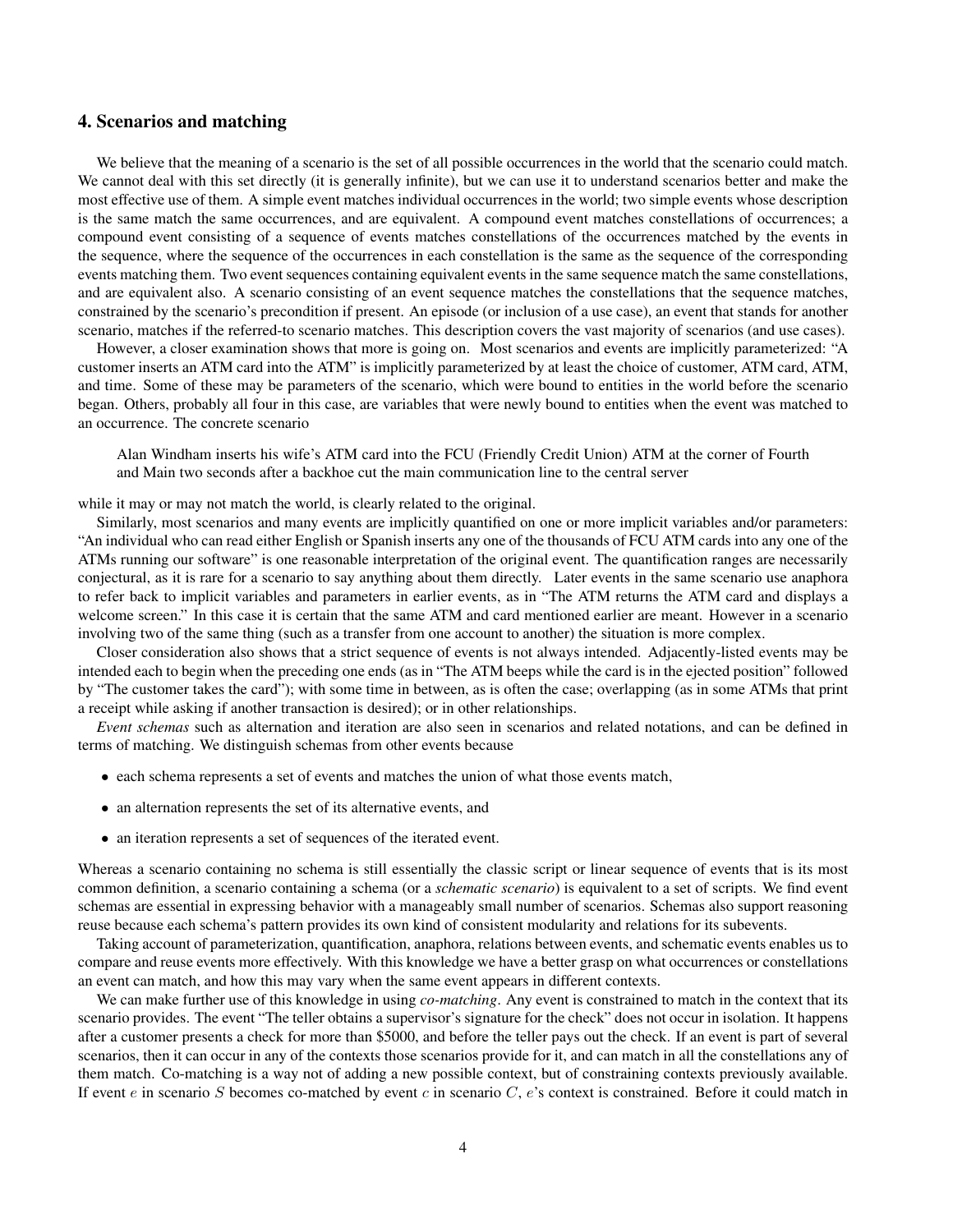## 4. Scenarios and matching

We believe that the meaning of a scenario is the set of all possible occurrences in the world that the scenario could match. We cannot deal with this set directly (it is generally infinite), but we can use it to understand scenarios better and make the most effective use of them. A simple event matches individual occurrences in the world; two simple events whose description is the same match the same occurrences, and are equivalent. A compound event matches constellations of occurrences; a compound event consisting of a sequence of events matches constellations of the occurrences matched by the events in the sequence, where the sequence of the occurrences in each constellation is the same as the sequence of the corresponding events matching them. Two event sequences containing equivalent events in the same sequence match the same constellations, and are equivalent also. A scenario consisting of an event sequence matches the constellations that the sequence matches, constrained by the scenario's precondition if present. An episode (or inclusion of a use case), an event that stands for another scenario, matches if the referred-to scenario matches. This description covers the vast majority of scenarios (and use cases).

However, a closer examination shows that more is going on. Most scenarios and events are implicitly parameterized: "A customer inserts an ATM card into the ATM" is implicitly parameterized by at least the choice of customer, ATM card, ATM, and time. Some of these may be parameters of the scenario, which were bound to entities in the world before the scenario began. Others, probably all four in this case, are variables that were newly bound to entities when the event was matched to an occurrence. The concrete scenario

> Alan Windham inserts his wife's ATM card into the FCU (Friendly Credit Union) ATM at the corner of Fourth and Main two seconds after a backhoe cut the main communication line to the central server

while it may or may not match the world, is clearly related to the original.

Similarly, most scenarios and many events are implicitly quantified on one or more implicit variables and/or parameters: "An individual who can read either English or Spanish inserts any one of the thousands of FCU ATM cards into any one of the ATMs running our software" is one reasonable interpretation of the original event. The quantification ranges are necessarily conjectural, as it is rare for a scenario to say anything about them directly. Later events in the same scenario use anaphora to refer back to implicit variables and parameters in earlier events, as in "The ATM returns the ATM card and displays a welcome screen." In this case it is certain that the same ATM and card mentioned earlier are meant. However in a scenario involving two of the same thing (such as a transfer from one account to another) the situation is more complex.

Closer consideration also shows that a strict sequence of events is not always intended. Adjacently-listed events may be intended each to begin when the preceding one ends (as in "The ATM beeps while the card is in the ejected position" followed by "The customer takes the card"); with some time in between, as is often the case; overlapping (as in some ATMs that print a receipt while asking if another transaction is desired); or in other relationships.

*Event schemas* such as alternation and iteration are also seen in scenarios and related notations, and can be defined in terms of matching. We distinguish schemas from other events because

- each schema represents a set of events and matches the union of what those events match,
- an alternation represents the set of its alternative events, and
- an iteration represents a set of sequences of the iterated event.

Whereas a scenario containing no schema is still essentially the classic script or linear sequence of events that is its most common definition, a scenario containing a schema (or a *schematic scenario*) is equivalent to a set of scripts. We find event schemas are essential in expressing behavior with a manageably small number of scenarios. Schemas also support reasoning reuse because each schema's pattern provides its own kind of consistent modularity and relations for its subevents.

Taking account of parameterization, quantification, anaphora, relations between events, and schematic events enables us to compare and reuse events more effectively. With this knowledge we have a better grasp on what occurrences or constellations an event can match, and how this may vary when the same event appears in different contexts.

We can make further use of this knowledge in using *co-matching*. Any event is constrained to match in the context that its scenario provides. The event "The teller obtains a supervisor's signature for the check" does not occur in isolation. It happens after a customer presents a check for more than \$5000, and before the teller pays out the check. If an event is part of several scenarios, then it can occur in any of the contexts those scenarios provide for it, and can match in all the constellations any of them match. Co-matching is a way not of adding a new possible context, but of constraining contexts previously available. If event $e$ in scenario $S$ becomes co-matched by event $c$ in scenario $C$, $e$'s context is constrained. Before it could match in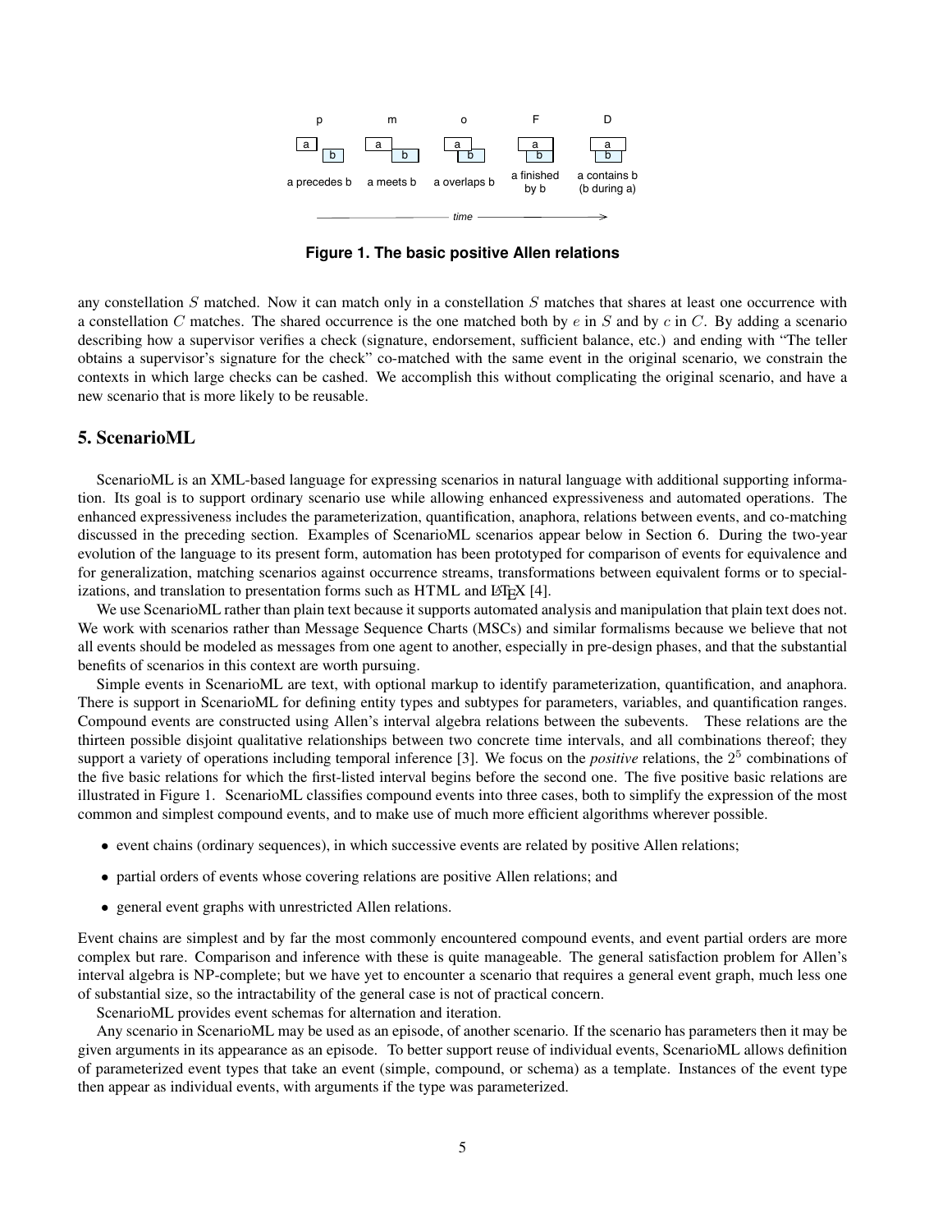p m o F D

a precedes b   a meets b   a overlaps b   a finished by b   a contains b (b during a)

time

**Figure 1. The basic positive Allen relations**

any constellation $S$ matched. Now it can match only in a constellation $S$ matches that shares at least one occurrence with a constellation $C$ matches. The shared occurrence is the one matched both by $e$ in $S$ and by $c$ in $C$. By adding a scenario describing how a supervisor verifies a check (signature, endorsement, sufficient balance, etc.) and ending with "The teller obtains a supervisor's signature for the check" co-matched with the same event in the original scenario, we constrain the contexts in which large checks can be cashed. We accomplish this without complicating the original scenario, and have a new scenario that is more likely to be reusable.

## 5. ScenarioML

ScenarioML is an XML-based language for expressing scenarios in natural language with additional supporting information. Its goal is to support ordinary scenario use while allowing enhanced expressiveness and automated operations. The enhanced expressiveness includes the parameterization, quantification, anaphora, relations between events, and co-matching discussed in the preceding section. Examples of ScenarioML scenarios appear below in Section 6. During the two-year evolution of the language to its present form, automation has been prototyped for comparison of events for equivalence and for generalization, matching scenarios against occurrence streams, transformations between equivalent forms or to specializations, and translation to presentation forms such as HTML and LaTeX [4].

We use ScenarioML rather than plain text because it supports automated analysis and manipulation that plain text does not. We work with scenarios rather than Message Sequence Charts (MSCs) and similar formalisms because we believe that not all events should be modeled as messages from one agent to another, especially in pre-design phases, and that the substantial benefits of scenarios in this context are worth pursuing.

Simple events in ScenarioML are text, with optional markup to identify parameterization, quantification, and anaphora. There is support in ScenarioML for defining entity types and subtypes for parameters, variables, and quantification ranges. Compound events are constructed using Allen's interval algebra relations between the subevents. These relations are the thirteen possible disjoint qualitative relationships between two concrete time intervals, and all combinations thereof; they support a variety of operations including temporal inference [3]. We focus on the *positive* relations, the $2^5$ combinations of the five basic relations for which the first-listed interval begins before the second one. The five positive basic relations are illustrated in Figure 1. ScenarioML classifies compound events into three cases, both to simplify the expression of the most common and simplest compound events, and to make use of much more efficient algorithms wherever possible.

- event chains (ordinary sequences), in which successive events are related by positive Allen relations;
- partial orders of events whose covering relations are positive Allen relations; and
- general event graphs with unrestricted Allen relations.

Event chains are simplest and by far the most commonly encountered compound events, and event partial orders are more complex but rare. Comparison and inference with these is quite manageable. The general satisfaction problem for Allen's interval algebra is NP-complete; but we have yet to encounter a scenario that requires a general event graph, much less one of substantial size, so the intractability of the general case is not of practical concern.

ScenarioML provides event schemas for alternation and iteration.

Any scenario in ScenarioML may be used as an episode, of another scenario. If the scenario has parameters then it may be given arguments in its appearance as an episode. To better support reuse of individual events, ScenarioML allows definition of parameterized event types that take an event (simple, compound, or schema) as a template. Instances of the event type then appear as individual events, with arguments if the type was parameterized.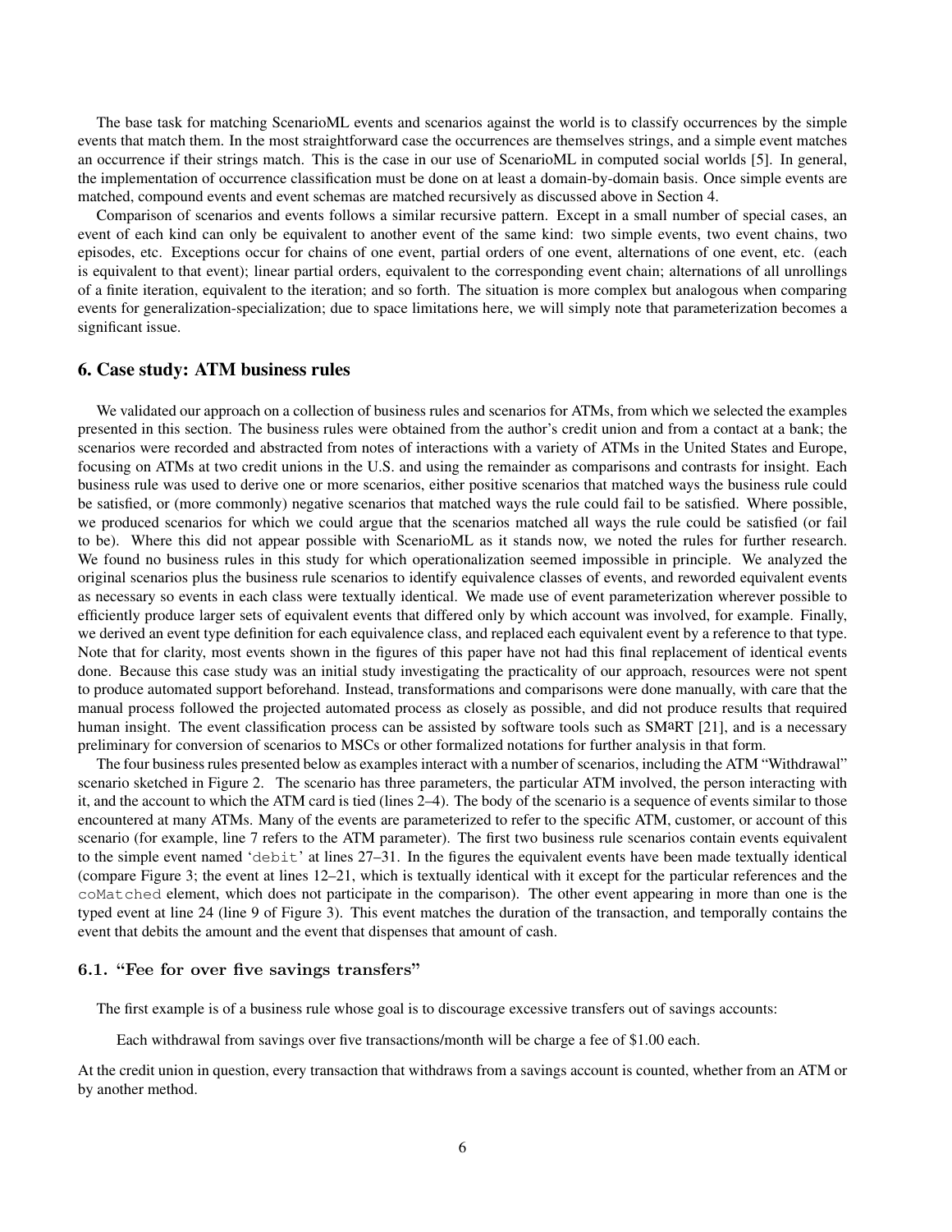The base task for matching ScenarioML events and scenarios against the world is to classify occurrences by the simple events that match them. In the most straightforward case the occurrences are themselves strings, and a simple event matches an occurrence if their strings match. This is the case in our use of ScenarioML in computed social worlds [5]. In general, the implementation of occurrence classification must be done on at least a domain-by-domain basis. Once simple events are matched, compound events and event schemas are matched recursively as discussed above in Section 4.

Comparison of scenarios and events follows a similar recursive pattern. Except in a small number of special cases, an event of each kind can only be equivalent to another event of the same kind: two simple events, two event chains, two episodes, etc. Exceptions occur for chains of one event, partial orders of one event, alternations of one event, etc. (each is equivalent to that event); linear partial orders, equivalent to the corresponding event chain; alternations of all unrollings of a finite iteration, equivalent to the iteration; and so forth. The situation is more complex but analogous when comparing events for generalization-specialization; due to space limitations here, we will simply note that parameterization becomes a significant issue.

## 6. Case study: ATM business rules

We validated our approach on a collection of business rules and scenarios for ATMs, from which we selected the examples presented in this section. The business rules were obtained from the author's credit union and from a contact at a bank; the scenarios were recorded and abstracted from notes of interactions with a variety of ATMs in the United States and Europe, focusing on ATMs at two credit unions in the U.S. and using the remainder as comparisons and contrasts for insight. Each business rule was used to derive one or more scenarios, either positive scenarios that matched ways the business rule could be satisfied, or (more commonly) negative scenarios that matched ways the rule could fail to be satisfied. Where possible, we produced scenarios for which we could argue that the scenarios matched all ways the rule could be satisfied (or fail to be). Where this did not appear possible with ScenarioML as it stands now, we noted the rules for further research. We found no business rules in this study for which operationalization seemed impossible in principle. We analyzed the original scenarios plus the business rule scenarios to identify equivalence classes of events, and reworded equivalent events as necessary so events in each class were textually identical. We made use of event parameterization wherever possible to efficiently produce larger sets of equivalent events that differed only by which account was involved, for example. Finally, we derived an event type definition for each equivalence class, and replaced each equivalent event by a reference to that type. Note that for clarity, most events shown in the figures of this paper have not had this final replacement of identical events done. Because this case study was an initial study investigating the practicality of our approach, resources were not spent to produce automated support beforehand. Instead, transformations and comparisons were done manually, with care that the manual process followed the projected automated process as closely as possible, and did not produce results that required human insight. The event classification process can be assisted by software tools such as SMaRT [21], and is a necessary preliminary for conversion of scenarios to MSCs or other formalized notations for further analysis in that form.

The four business rules presented below as examples interact with a number of scenarios, including the ATM "Withdrawal" scenario sketched in Figure 2. The scenario has three parameters, the particular ATM involved, the person interacting with it, and the account to which the ATM card is tied (lines 2–4). The body of the scenario is a sequence of events similar to those encountered at many ATMs. Many of the events are parameterized to refer to the specific ATM, customer, or account of this scenario (for example, line 7 refers to the ATM parameter). The first two business rule scenarios contain events equivalent to the simple event named '`debit`' at lines 27–31. In the figures the equivalent events have been made textually identical (compare Figure 3; the event at lines 12–21, which is textually identical with it except for the particular references and the `coMatched` element, which does not participate in the comparison). The other event appearing in more than one is the typed event at line 24 (line 9 of Figure 3). This event matches the duration of the transaction, and temporally contains the event that debits the amount and the event that dispenses that amount of cash.

### 6.1. "Fee for over five savings transfers"

The first example is of a business rule whose goal is to discourage excessive transfers out of savings accounts:

> Each withdrawal from savings over five transactions/month will be charge a fee of $1.00 each.

At the credit union in question, every transaction that withdraws from a savings account is counted, whether from an ATM or by another method.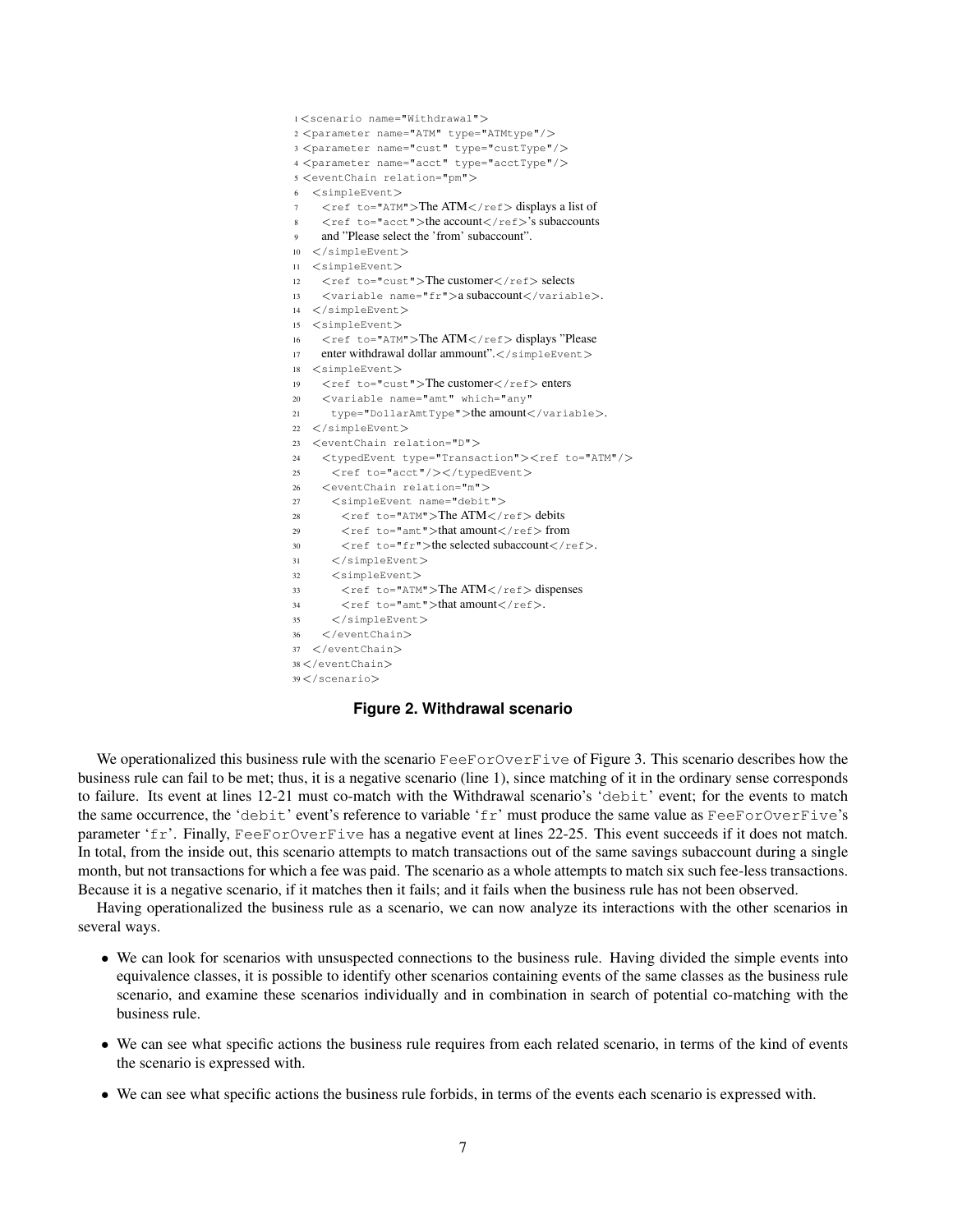```
1 <scenario name="Withdrawal">
2 <parameter name="ATM" type="ATMtype"/>
3 <parameter name="cust" type="custType"/>
4 <parameter name="acct" type="acctType"/>
5 <eventChain relation="pm">
6   <simpleEvent>
7     <ref to="ATM">The ATM</ref> displays a list of
8     <ref to="acct">the account</ref>'s subaccounts
9     and "Please select the 'from' subaccount".
10  </simpleEvent>
11  <simpleEvent>
12    <ref to="cust">The customer</ref> selects
13    <variable name="fr">a subaccount</variable>.
14  </simpleEvent>
15  <simpleEvent>
16    <ref to="ATM">The ATM</ref> displays "Please
17    enter withdrawal dollar ammount".</simpleEvent>
18  <simpleEvent>
19    <ref to="cust">The customer</ref> enters
20    <variable name="amt" which="any"
21      type="DollarAmtType">the amount</variable>.
22  </simpleEvent>
23  <eventChain relation="D">
24    <typedEvent type="Transaction"><ref to="ATM"/>
25      <ref to="acct"/></typedEvent>
26    <eventChain relation="m">
27      <simpleEvent name="debit">
28        <ref to="ATM">The ATM</ref> debits
29        <ref to="amt">that amount</ref> from
30        <ref to="fr">the selected subaccount</ref>.
31      </simpleEvent>
32      <simpleEvent>
33        <ref to="ATM">The ATM</ref> dispenses
34        <ref to="amt">that amount</ref>.
35      </simpleEvent>
36    </eventChain>
37  </eventChain>
38 </eventChain>
39 </scenario>
```

**Figure 2. Withdrawal scenario**

We operationalized this business rule with the scenario `FeeForOverFive` of Figure 3. This scenario describes how the business rule can fail to be met; thus, it is a negative scenario (line 1), since matching of it in the ordinary sense corresponds to failure. Its event at lines 12-21 must co-match with the Withdrawal scenario's '`debit`' event; for the events to match the same occurrence, the '`debit`' event's reference to variable '`fr`' must produce the same value as `FeeForOverFive`'s parameter '`fr`'. Finally, `FeeForOverFive` has a negative event at lines 22-25. This event succeeds if it does not match. In total, from the inside out, this scenario attempts to match transactions out of the same savings subaccount during a single month, but not transactions for which a fee was paid. The scenario as a whole attempts to match six such fee-less transactions. Because it is a negative scenario, if it matches then it fails; and it fails when the business rule has not been observed.

Having operationalized the business rule as a scenario, we can now analyze its interactions with the other scenarios in several ways.

- We can look for scenarios with unsuspected connections to the business rule. Having divided the simple events into equivalence classes, it is possible to identify other scenarios containing events of the same classes as the business rule scenario, and examine these scenarios individually and in combination in search of potential co-matching with the business rule.
- We can see what specific actions the business rule requires from each related scenario, in terms of the kind of events the scenario is expressed with.
- We can see what specific actions the business rule forbids, in terms of the events each scenario is expressed with.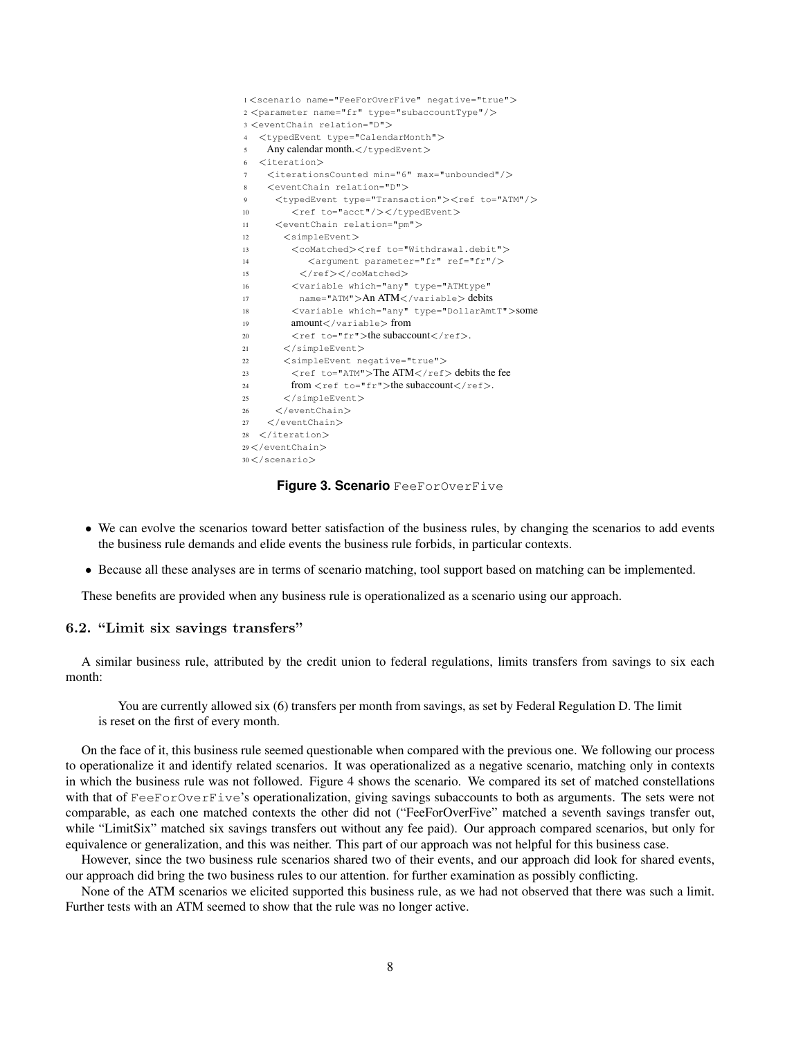```
1 <scenario name="FeeForOverFive" negative="true">
2 <parameter name="fr" type="subaccountType"/>
3 <eventChain relation="D">
4   <typedEvent type="CalendarMonth">
5     Any calendar month.</typedEvent>
6   <iteration>
7     <iterationsCounted min="6" max="unbounded"/>
8     <eventChain relation="D">
9       <typedEvent type="Transaction"><ref to="ATM"/>
10        <ref to="acct"/></typedEvent>
11      <eventChain relation="pm">
12        <simpleEvent>
13          <coMatched><ref to="Withdrawal.debit">
14              <argument parameter="fr" ref="fr"/>
15            </ref></coMatched>
16          <variable which="any" type="ATMtype"
17            name="ATM">An ATM</variable> debits
18          <variable which="any" type="DollarAmtT">some
19          amount</variable> from
20          <ref to="fr">the subaccount</ref>.
21        </simpleEvent>
22        <simpleEvent negative="true">
23          <ref to="ATM">The ATM</ref> debits the fee
24          from <ref to="fr">the subaccount</ref>.
25        </simpleEvent>
26      </eventChain>
27    </eventChain>
28  </iteration>
29 </eventChain>
30 </scenario>
```

**Figure 3. Scenario** FeeForOverFive

- We can evolve the scenarios toward better satisfaction of the business rules, by changing the scenarios to add events the business rule demands and elide events the business rule forbids, in particular contexts.
- Because all these analyses are in terms of scenario matching, tool support based on matching can be implemented.

These benefits are provided when any business rule is operationalized as a scenario using our approach.

### 6.2. "Limit six savings transfers"

A similar business rule, attributed by the credit union to federal regulations, limits transfers from savings to six each month:

> You are currently allowed six (6) transfers per month from savings, as set by Federal Regulation D. The limit is reset on the first of every month.

On the face of it, this business rule seemed questionable when compared with the previous one. We following our process to operationalize it and identify related scenarios. It was operationalized as a negative scenario, matching only in contexts in which the business rule was not followed. Figure 4 shows the scenario. We compared its set of matched constellations with that of FeeForOverFive's operationalization, giving savings subaccounts to both as arguments. The sets were not comparable, as each one matched contexts the other did not ("FeeForOverFive" matched a seventh savings transfer out, while "LimitSix" matched six savings transfers out without any fee paid). Our approach compared scenarios, but only for equivalence or generalization, and this was neither. This part of our approach was not helpful for this business case.

However, since the two business rule scenarios shared two of their events, and our approach did look for shared events, our approach did bring the two business rules to our attention. for further examination as possibly conflicting.

None of the ATM scenarios we elicited supported this business rule, as we had not observed that there was such a limit. Further tests with an ATM seemed to show that the rule was no longer active.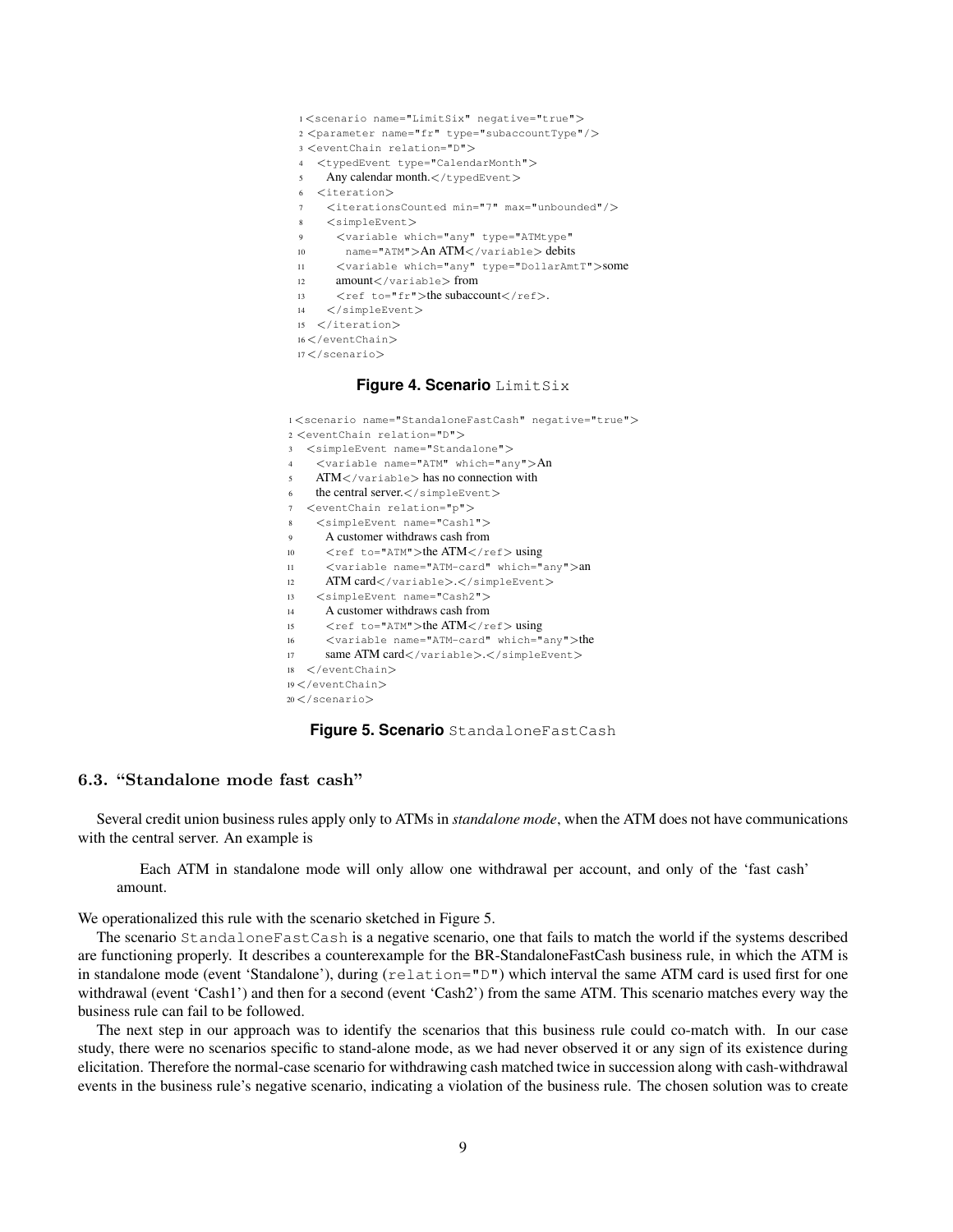```
1 <scenario name="LimitSix" negative="true">
2 <parameter name="fr" type="subaccountType"/>
3 <eventChain relation="D">
4   <typedEvent type="CalendarMonth">
5     Any calendar month.</typedEvent>
6   <iteration>
7     <iterationsCounted min="7" max="unbounded"/>
8     <simpleEvent>
9       <variable which="any" type="ATMtype"
10        name="ATM">An ATM</variable> debits
11      <variable which="any" type="DollarAmtT">some
12      amount</variable> from
13      <ref to="fr">the subaccount</ref>.
14    </simpleEvent>
15  </iteration>
16 </eventChain>
17 </scenario>
```

**Figure 4. Scenario** LimitSix

```
1 <scenario name="StandaloneFastCash" negative="true">
2 <eventChain relation="D">
3   <simpleEvent name="Standalone">
4     <variable name="ATM" which="any">An
5     ATM</variable> has no connection with
6     the central server.</simpleEvent>
7   <eventChain relation="p">
8     <simpleEvent name="Cash1">
9       A customer withdraws cash from
10      <ref to="ATM">the ATM</ref> using
11      <variable name="ATM-card" which="any">an
12      ATM card</variable>.</simpleEvent>
13    <simpleEvent name="Cash2">
14      A customer withdraws cash from
15      <ref to="ATM">the ATM</ref> using
16      <variable name="ATM-card" which="any">the
17      same ATM card</variable>.</simpleEvent>
18  </eventChain>
19 </eventChain>
20 </scenario>
```

**Figure 5. Scenario** StandaloneFastCash

### 6.3. "Standalone mode fast cash"

Several credit union business rules apply only to ATMs in *standalone mode*, when the ATM does not have communications with the central server. An example is

> Each ATM in standalone mode will only allow one withdrawal per account, and only of the 'fast cash' amount.

We operationalized this rule with the scenario sketched in Figure 5.

The scenario StandaloneFastCash is a negative scenario, one that fails to match the world if the systems described are functioning properly. It describes a counterexample for the BR-StandaloneFastCash business rule, in which the ATM is in standalone mode (event 'Standalone'), during (relation="D") which interval the same ATM card is used first for one withdrawal (event 'Cash1') and then for a second (event 'Cash2') from the same ATM. This scenario matches every way the business rule can fail to be followed.

The next step in our approach was to identify the scenarios that this business rule could co-match with. In our case study, there were no scenarios specific to stand-alone mode, as we had never observed it or any sign of its existence during elicitation. Therefore the normal-case scenario for withdrawing cash matched twice in succession along with cash-withdrawal events in the business rule's negative scenario, indicating a violation of the business rule. The chosen solution was to create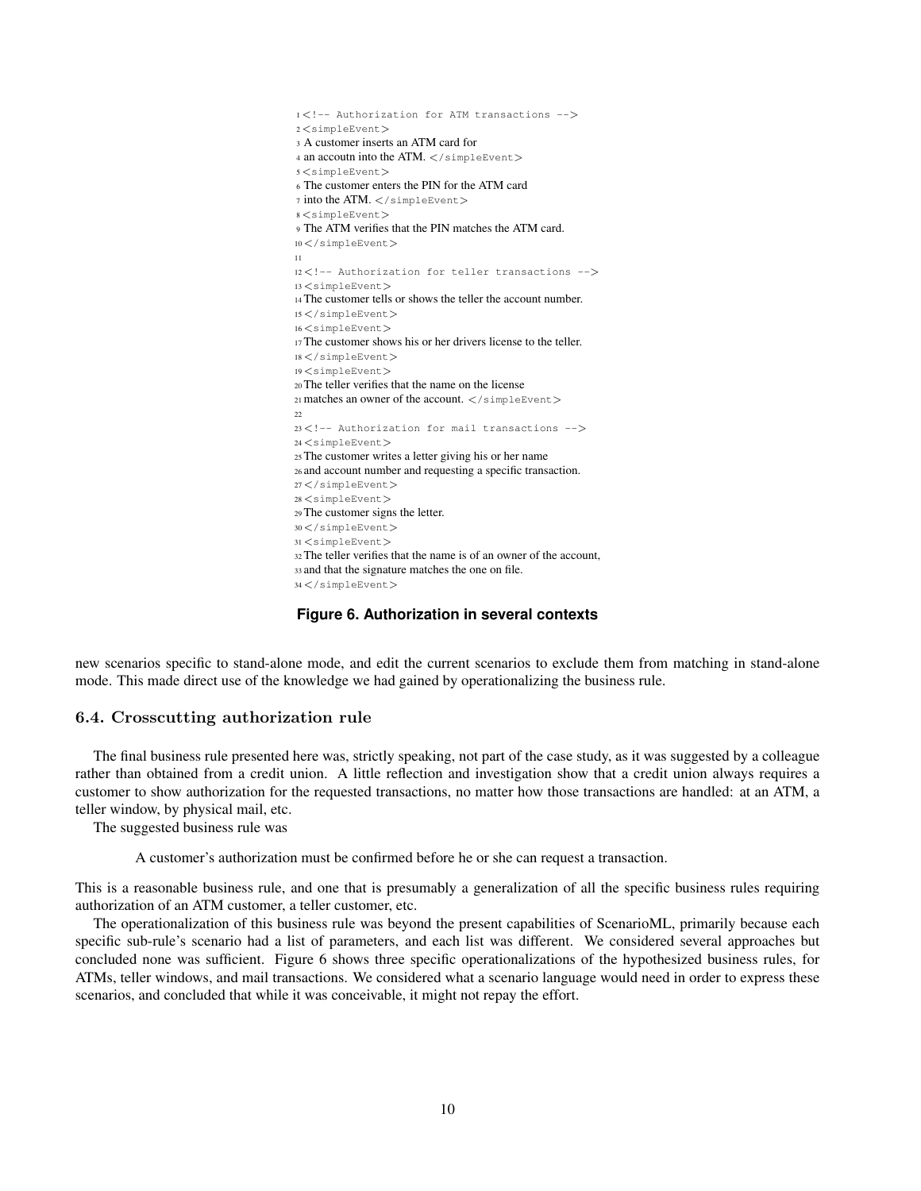```
1 <!-- Authorization for ATM transactions -->
2 <simpleEvent>
3 A customer inserts an ATM card for
4 an accoutn into the ATM. </simpleEvent>
5 <simpleEvent>
6 The customer enters the PIN for the ATM card
7 into the ATM. </simpleEvent>
8 <simpleEvent>
9 The ATM verifies that the PIN matches the ATM card.
10 </simpleEvent>
11
12 <!-- Authorization for teller transactions -->
13 <simpleEvent>
14 The customer tells or shows the teller the account number.
15 </simpleEvent>
16 <simpleEvent>
17 The customer shows his or her drivers license to the teller.
18 </simpleEvent>
19 <simpleEvent>
20 The teller verifies that the name on the license
21 matches an owner of the account. </simpleEvent>
22
23 <!-- Authorization for mail transactions -->
24 <simpleEvent>
25 The customer writes a letter giving his or her name
26 and account number and requesting a specific transaction.
27 </simpleEvent>
28 <simpleEvent>
29 The customer signs the letter.
30 </simpleEvent>
31 <simpleEvent>
32 The teller verifies that the name is of an owner of the account,
33 and that the signature matches the one on file.
34 </simpleEvent>
```

**Figure 6. Authorization in several contexts**

new scenarios specific to stand-alone mode, and edit the current scenarios to exclude them from matching in stand-alone mode. This made direct use of the knowledge we had gained by operationalizing the business rule.

### 6.4. Crosscutting authorization rule

The final business rule presented here was, strictly speaking, not part of the case study, as it was suggested by a colleague rather than obtained from a credit union. A little reflection and investigation show that a credit union always requires a customer to show authorization for the requested transactions, no matter how those transactions are handled: at an ATM, a teller window, by physical mail, etc.

The suggested business rule was

> A customer's authorization must be confirmed before he or she can request a transaction.

This is a reasonable business rule, and one that is presumably a generalization of all the specific business rules requiring authorization of an ATM customer, a teller customer, etc.

The operationalization of this business rule was beyond the present capabilities of ScenarioML, primarily because each specific sub-rule's scenario had a list of parameters, and each list was different. We considered several approaches but concluded none was sufficient. Figure 6 shows three specific operationalizations of the hypothesized business rules, for ATMs, teller windows, and mail transactions. We considered what a scenario language would need in order to express these scenarios, and concluded that while it was conceivable, it might not repay the effort.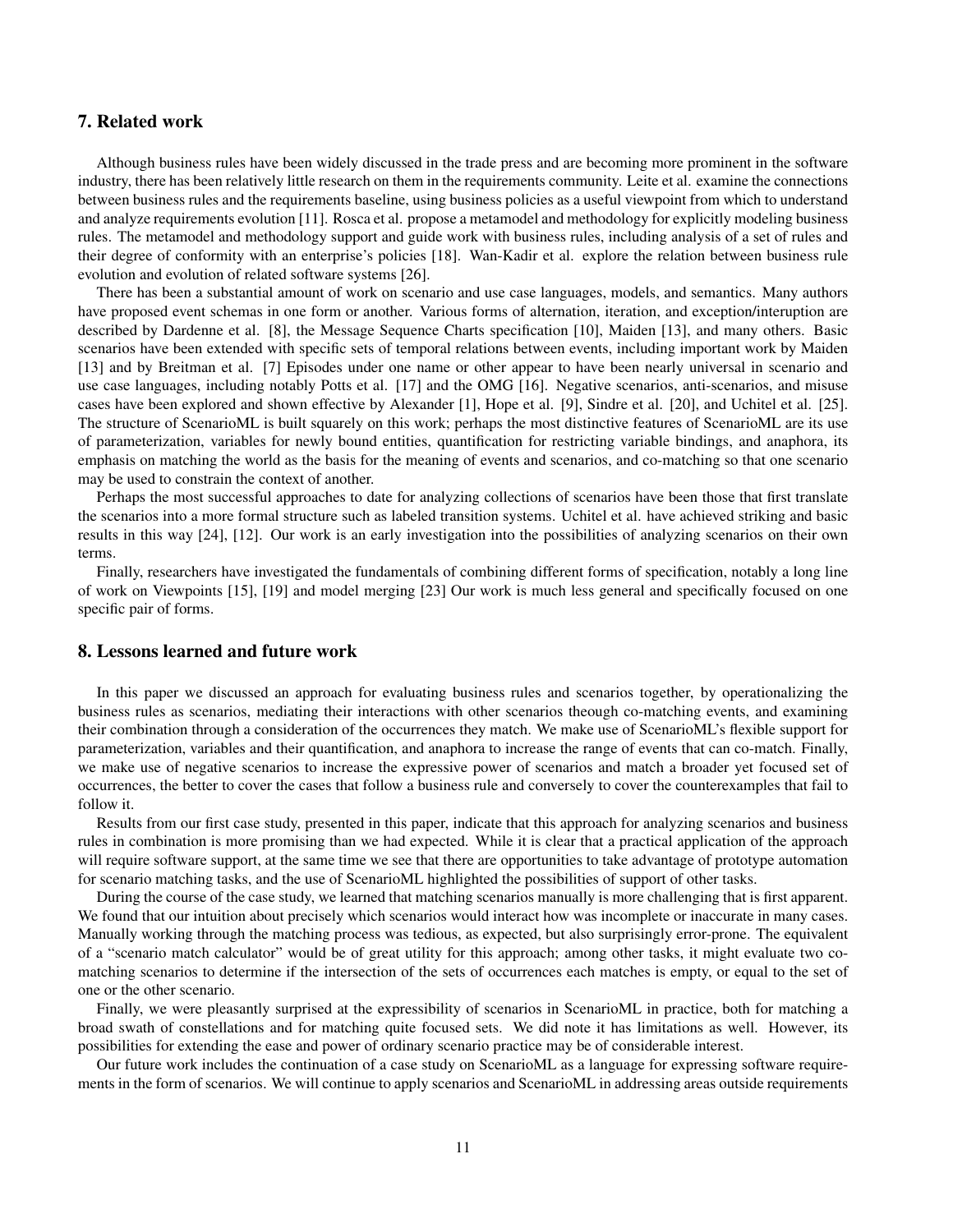## 7. Related work

Although business rules have been widely discussed in the trade press and are becoming more prominent in the software industry, there has been relatively little research on them in the requirements community. Leite et al. examine the connections between business rules and the requirements baseline, using business policies as a useful viewpoint from which to understand and analyze requirements evolution [11]. Rosca et al. propose a metamodel and methodology for explicitly modeling business rules. The metamodel and methodology support and guide work with business rules, including analysis of a set of rules and their degree of conformity with an enterprise's policies [18]. Wan-Kadir et al. explore the relation between business rule evolution and evolution of related software systems [26].

There has been a substantial amount of work on scenario and use case languages, models, and semantics. Many authors have proposed event schemas in one form or another. Various forms of alternation, iteration, and exception/interuption are described by Dardenne et al. [8], the Message Sequence Charts specification [10], Maiden [13], and many others. Basic scenarios have been extended with specific sets of temporal relations between events, including important work by Maiden [13] and by Breitman et al. [7] Episodes under one name or other appear to have been nearly universal in scenario and use case languages, including notably Potts et al. [17] and the OMG [16]. Negative scenarios, anti-scenarios, and misuse cases have been explored and shown effective by Alexander [1], Hope et al. [9], Sindre et al. [20], and Uchitel et al. [25]. The structure of ScenarioML is built squarely on this work; perhaps the most distinctive features of ScenarioML are its use of parameterization, variables for newly bound entities, quantification for restricting variable bindings, and anaphora, its emphasis on matching the world as the basis for the meaning of events and scenarios, and co-matching so that one scenario may be used to constrain the context of another.

Perhaps the most successful approaches to date for analyzing collections of scenarios have been those that first translate the scenarios into a more formal structure such as labeled transition systems. Uchitel et al. have achieved striking and basic results in this way [24], [12]. Our work is an early investigation into the possibilities of analyzing scenarios on their own terms.

Finally, researchers have investigated the fundamentals of combining different forms of specification, notably a long line of work on Viewpoints [15], [19] and model merging [23] Our work is much less general and specifically focused on one specific pair of forms.

## 8. Lessons learned and future work

In this paper we discussed an approach for evaluating business rules and scenarios together, by operationalizing the business rules as scenarios, mediating their interactions with other scenarios theough co-matching events, and examining their combination through a consideration of the occurrences they match. We make use of ScenarioML's flexible support for parameterization, variables and their quantification, and anaphora to increase the range of events that can co-match. Finally, we make use of negative scenarios to increase the expressive power of scenarios and match a broader yet focused set of occurrences, the better to cover the cases that follow a business rule and conversely to cover the counterexamples that fail to follow it.

Results from our first case study, presented in this paper, indicate that this approach for analyzing scenarios and business rules in combination is more promising than we had expected. While it is clear that a practical application of the approach will require software support, at the same time we see that there are opportunities to take advantage of prototype automation for scenario matching tasks, and the use of ScenarioML highlighted the possibilities of support of other tasks.

During the course of the case study, we learned that matching scenarios manually is more challenging that is first apparent. We found that our intuition about precisely which scenarios would interact how was incomplete or inaccurate in many cases. Manually working through the matching process was tedious, as expected, but also surprisingly error-prone. The equivalent of a "scenario match calculator" would be of great utility for this approach; among other tasks, it might evaluate two co-matching scenarios to determine if the intersection of the sets of occurrences each matches is empty, or equal to the set of one or the other scenario.

Finally, we were pleasantly surprised at the expressibility of scenarios in ScenarioML in practice, both for matching a broad swath of constellations and for matching quite focused sets. We did note it has limitations as well. However, its possibilities for extending the ease and power of ordinary scenario practice may be of considerable interest.

Our future work includes the continuation of a case study on ScenarioML as a language for expressing software requirements in the form of scenarios. We will continue to apply scenarios and ScenarioML in addressing areas outside requirements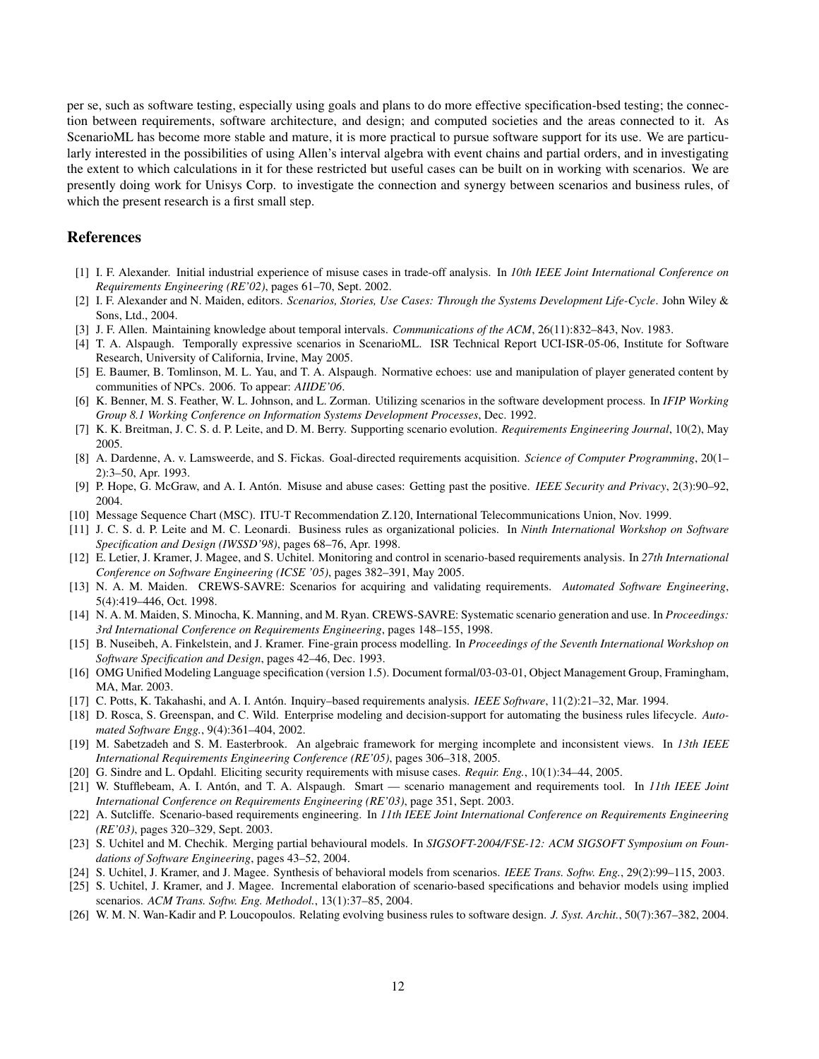per se, such as software testing, especially using goals and plans to do more effective specification-bsed testing; the connection between requirements, software architecture, and design; and computed societies and the areas connected to it. As ScenarioML has become more stable and mature, it is more practical to pursue software support for its use. We are particularly interested in the possibilities of using Allen's interval algebra with event chains and partial orders, and in investigating the extent to which calculations in it for these restricted but useful cases can be built on in working with scenarios. We are presently doing work for Unisys Corp. to investigate the connection and synergy between scenarios and business rules, of which the present research is a first small step.

## References

[1] I. F. Alexander. Initial industrial experience of misuse cases in trade-off analysis. In *10th IEEE Joint International Conference on Requirements Engineering (RE'02)*, pages 61–70, Sept. 2002.

[2] I. F. Alexander and N. Maiden, editors. *Scenarios, Stories, Use Cases: Through the Systems Development Life-Cycle*. John Wiley & Sons, Ltd., 2004.

[3] J. F. Allen. Maintaining knowledge about temporal intervals. *Communications of the ACM*, 26(11):832–843, Nov. 1983.

[4] T. A. Alspaugh. Temporally expressive scenarios in ScenarioML. ISR Technical Report UCI-ISR-05-06, Institute for Software Research, University of California, Irvine, May 2005.

[5] E. Baumer, B. Tomlinson, M. L. Yau, and T. A. Alspaugh. Normative echoes: use and manipulation of player generated content by communities of NPCs. 2006. To appear: *AIIDE'06*.

[6] K. Benner, M. S. Feather, W. L. Johnson, and L. Zorman. Utilizing scenarios in the software development process. In *IFIP Working Group 8.1 Working Conference on Information Systems Development Processes*, Dec. 1992.

[7] K. K. Breitman, J. C. S. d. P. Leite, and D. M. Berry. Supporting scenario evolution. *Requirements Engineering Journal*, 10(2), May 2005.

[8] A. Dardenne, A. v. Lamsweerde, and S. Fickas. Goal-directed requirements acquisition. *Science of Computer Programming*, 20(1–2):3–50, Apr. 1993.

[9] P. Hope, G. McGraw, and A. I. Antón. Misuse and abuse cases: Getting past the positive. *IEEE Security and Privacy*, 2(3):90–92, 2004.

[10] Message Sequence Chart (MSC). ITU-T Recommendation Z.120, International Telecommunications Union, Nov. 1999.

[11] J. C. S. d. P. Leite and M. C. Leonardi. Business rules as organizational policies. In *Ninth International Workshop on Software Specification and Design (IWSSD'98)*, pages 68–76, Apr. 1998.

[12] E. Letier, J. Kramer, J. Magee, and S. Uchitel. Monitoring and control in scenario-based requirements analysis. In *27th International Conference on Software Engineering (ICSE '05)*, pages 382–391, May 2005.

[13] N. A. M. Maiden. CREWS-SAVRE: Scenarios for acquiring and validating requirements. *Automated Software Engineering*, 5(4):419–446, Oct. 1998.

[14] N. A. M. Maiden, S. Minocha, K. Manning, and M. Ryan. CREWS-SAVRE: Systematic scenario generation and use. In *Proceedings: 3rd International Conference on Requirements Engineering*, pages 148–155, 1998.

[15] B. Nuseibeh, A. Finkelstein, and J. Kramer. Fine-grain process modelling. In *Proceedings of the Seventh International Workshop on Software Specification and Design*, pages 42–46, Dec. 1993.

[16] OMG Unified Modeling Language specification (version 1.5). Document formal/03-03-01, Object Management Group, Framingham, MA, Mar. 2003.

[17] C. Potts, K. Takahashi, and A. I. Antón. Inquiry–based requirements analysis. *IEEE Software*, 11(2):21–32, Mar. 1994.

[18] D. Rosca, S. Greenspan, and C. Wild. Enterprise modeling and decision-support for automating the business rules lifecycle. *Automated Software Engg.*, 9(4):361–404, 2002.

[19] M. Sabetzadeh and S. M. Easterbrook. An algebraic framework for merging incomplete and inconsistent views. In *13th IEEE International Requirements Engineering Conference (RE'05)*, pages 306–318, 2005.

[20] G. Sindre and L. Opdahl. Eliciting security requirements with misuse cases. *Requir. Eng.*, 10(1):34–44, 2005.

[21] W. Stufflebeam, A. I. Antón, and T. A. Alspaugh. Smart — scenario management and requirements tool. In *11th IEEE Joint International Conference on Requirements Engineering (RE'03)*, page 351, Sept. 2003.

[22] A. Sutcliffe. Scenario-based requirements engineering. In *11th IEEE Joint International Conference on Requirements Engineering (RE'03)*, pages 320–329, Sept. 2003.

[23] S. Uchitel and M. Chechik. Merging partial behavioural models. In *SIGSOFT-2004/FSE-12: ACM SIGSOFT Symposium on Foundations of Software Engineering*, pages 43–52, 2004.

[24] S. Uchitel, J. Kramer, and J. Magee. Synthesis of behavioral models from scenarios. *IEEE Trans. Softw. Eng.*, 29(2):99–115, 2003.

[25] S. Uchitel, J. Kramer, and J. Magee. Incremental elaboration of scenario-based specifications and behavior models using implied scenarios. *ACM Trans. Softw. Eng. Methodol.*, 13(1):37–85, 2004.

[26] W. M. N. Wan-Kadir and P. Loucopoulos. Relating evolving business rules to software design. *J. Syst. Archit.*, 50(7):367–382, 2004.